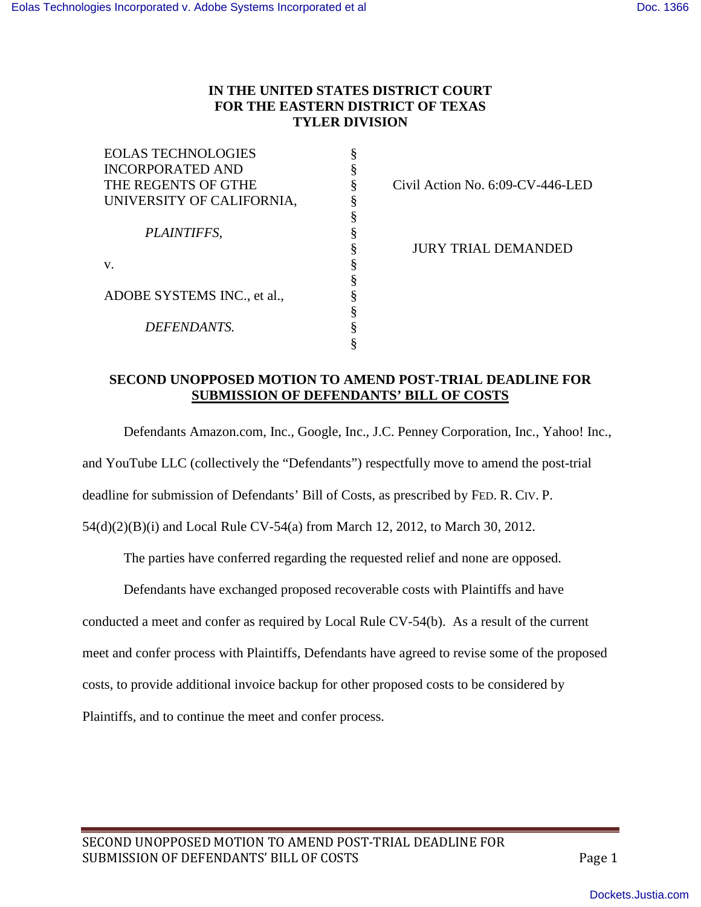**IN THE UNITED STATES DISTRICT COURT**
**FOR THE EASTERN DISTRICT OF TEXAS**
**TYLER DIVISION**

| | | |
|---|---|---|
| EOLAS TECHNOLOGIES INCORPORATED AND THE REGENTS OF GTHE UNIVERSITY OF CALIFORNIA, | § | Civil Action No. 6:09-CV-446-LED |
| *PLAINTIFFS,* | § | JURY TRIAL DEMANDED |
| v. | § | |
| ADOBE SYSTEMS INC., et al., | § | |
| *DEFENDANTS.* | § | |

## SECOND UNOPPOSED MOTION TO AMEND POST-TRIAL DEADLINE FOR SUBMISSION OF DEFENDANTS' BILL OF COSTS

Defendants Amazon.com, Inc., Google, Inc., J.C. Penney Corporation, Inc., Yahoo! Inc., and YouTube LLC (collectively the "Defendants") respectfully move to amend the post-trial deadline for submission of Defendants' Bill of Costs, as prescribed by FED. R. CIV. P. 54(d)(2)(B)(i) and Local Rule CV-54(a) from March 12, 2012, to March 30, 2012.

The parties have conferred regarding the requested relief and none are opposed.

Defendants have exchanged proposed recoverable costs with Plaintiffs and have conducted a meet and confer as required by Local Rule CV-54(b). As a result of the current meet and confer process with Plaintiffs, Defendants have agreed to revise some of the proposed costs, to provide additional invoice backup for other proposed costs to be considered by Plaintiffs, and to continue the meet and confer process.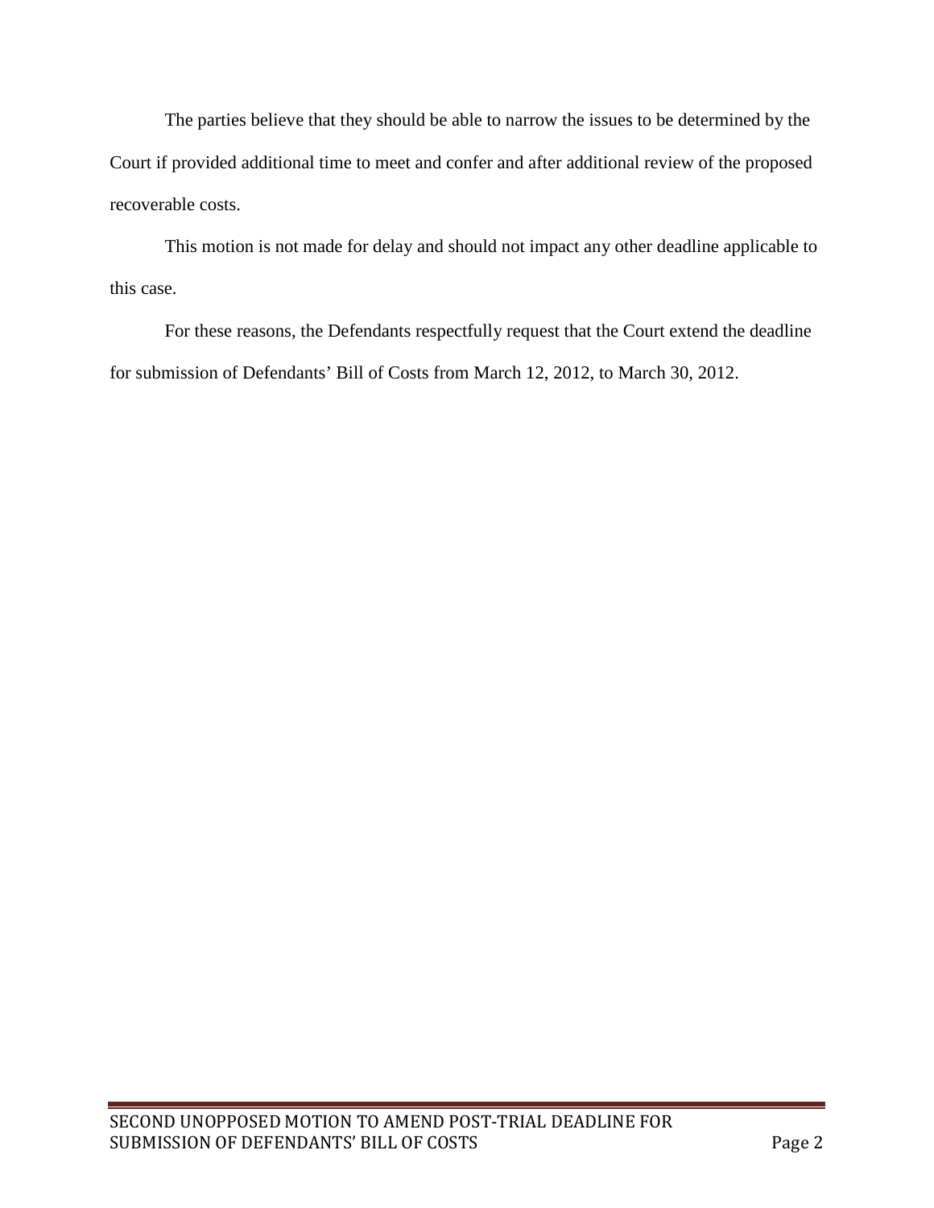The parties believe that they should be able to narrow the issues to be determined by the Court if provided additional time to meet and confer and after additional review of the proposed recoverable costs.

This motion is not made for delay and should not impact any other deadline applicable to this case.

For these reasons, the Defendants respectfully request that the Court extend the deadline for submission of Defendants' Bill of Costs from March 12, 2012, to March 30, 2012.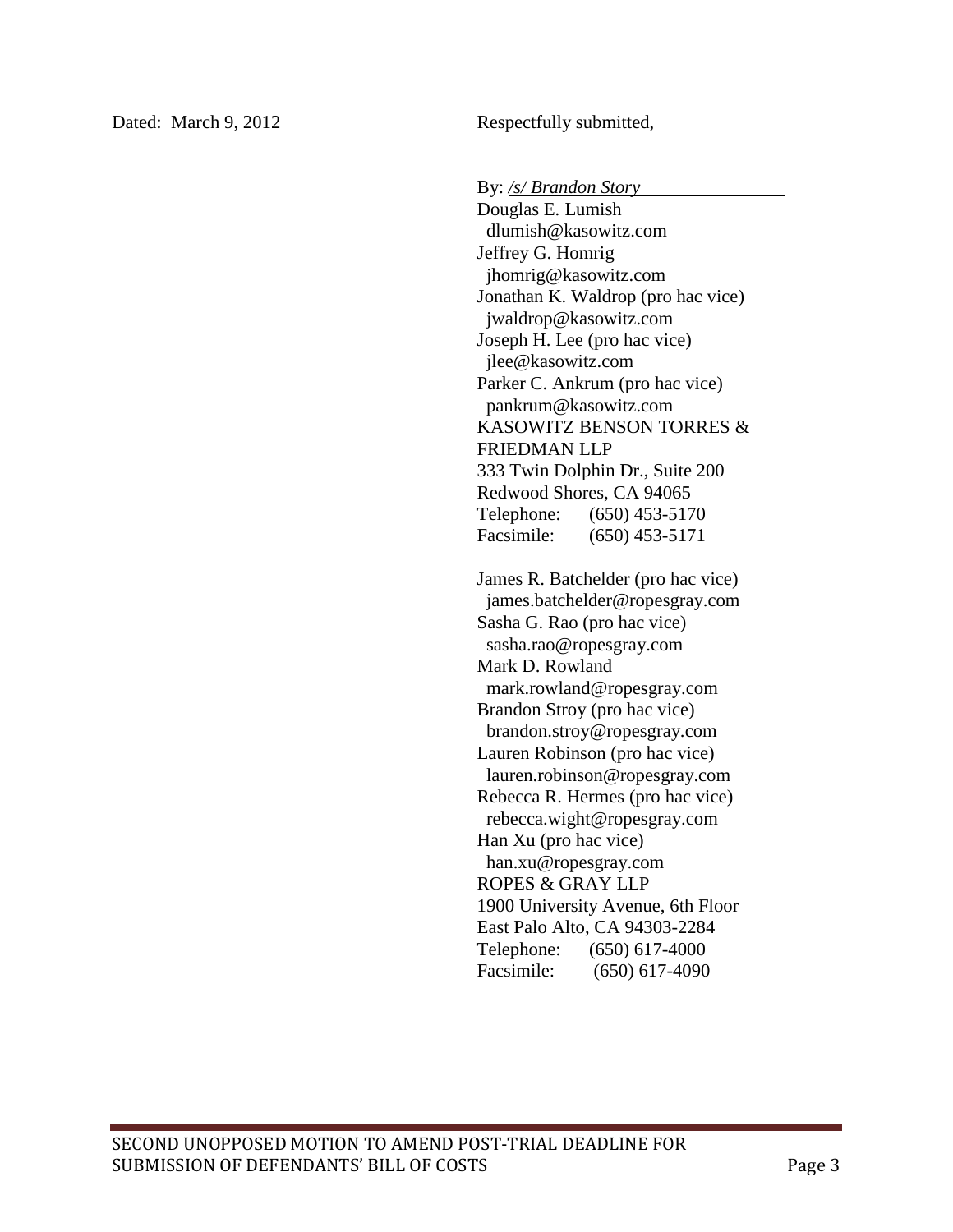Dated: March 9, 2012

Respectfully submitted,

By: */s/ Brandon Story*

Douglas E. Lumish
dlumish@kasowitz.com
Jeffrey G. Homrig
jhomrig@kasowitz.com
Jonathan K. Waldrop (pro hac vice)
jwaldrop@kasowitz.com
Joseph H. Lee (pro hac vice)
jlee@kasowitz.com
Parker C. Ankrum (pro hac vice)
pankrum@kasowitz.com
KASOWITZ BENSON TORRES & FRIEDMAN LLP
333 Twin Dolphin Dr., Suite 200
Redwood Shores, CA 94065
Telephone: (650) 453-5170
Facsimile: (650) 453-5171

James R. Batchelder (pro hac vice)
james.batchelder@ropesgray.com
Sasha G. Rao (pro hac vice)
sasha.rao@ropesgray.com
Mark D. Rowland
mark.rowland@ropesgray.com
Brandon Stroy (pro hac vice)
brandon.stroy@ropesgray.com
Lauren Robinson (pro hac vice)
lauren.robinson@ropesgray.com
Rebecca R. Hermes (pro hac vice)
rebecca.wight@ropesgray.com
Han Xu (pro hac vice)
han.xu@ropesgray.com
ROPES & GRAY LLP
1900 University Avenue, 6th Floor
East Palo Alto, CA 94303-2284
Telephone: (650) 617-4000
Facsimile: (650) 617-4090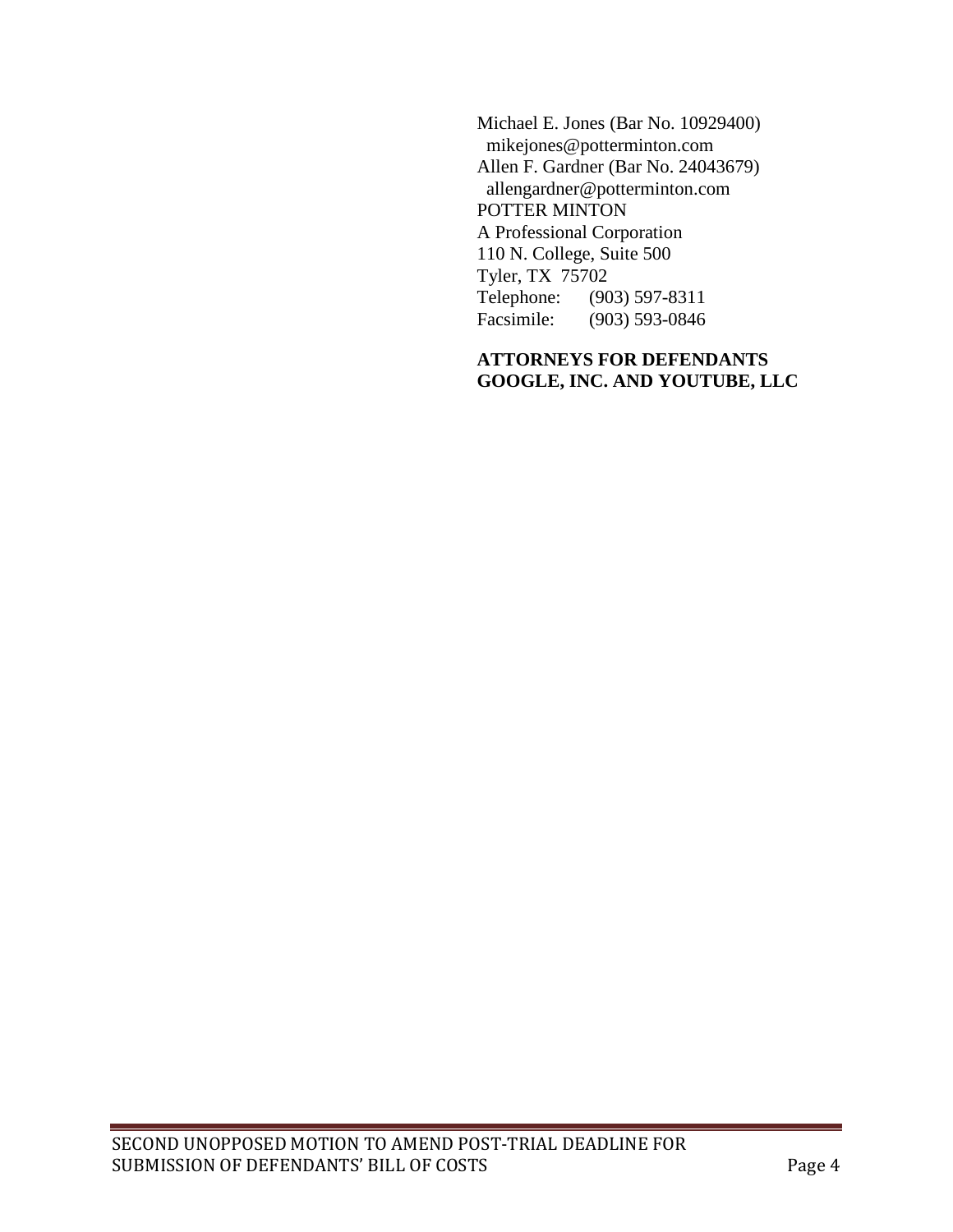Michael E. Jones (Bar No. 10929400)
mikejones@potterminton.com
Allen F. Gardner (Bar No. 24043679)
allengardner@potterminton.com
POTTER MINTON
A Professional Corporation
110 N. College, Suite 500
Tyler, TX 75702
Telephone: (903) 597-8311
Facsimile: (903) 593-0846

**ATTORNEYS FOR DEFENDANTS GOOGLE, INC. AND YOUTUBE, LLC**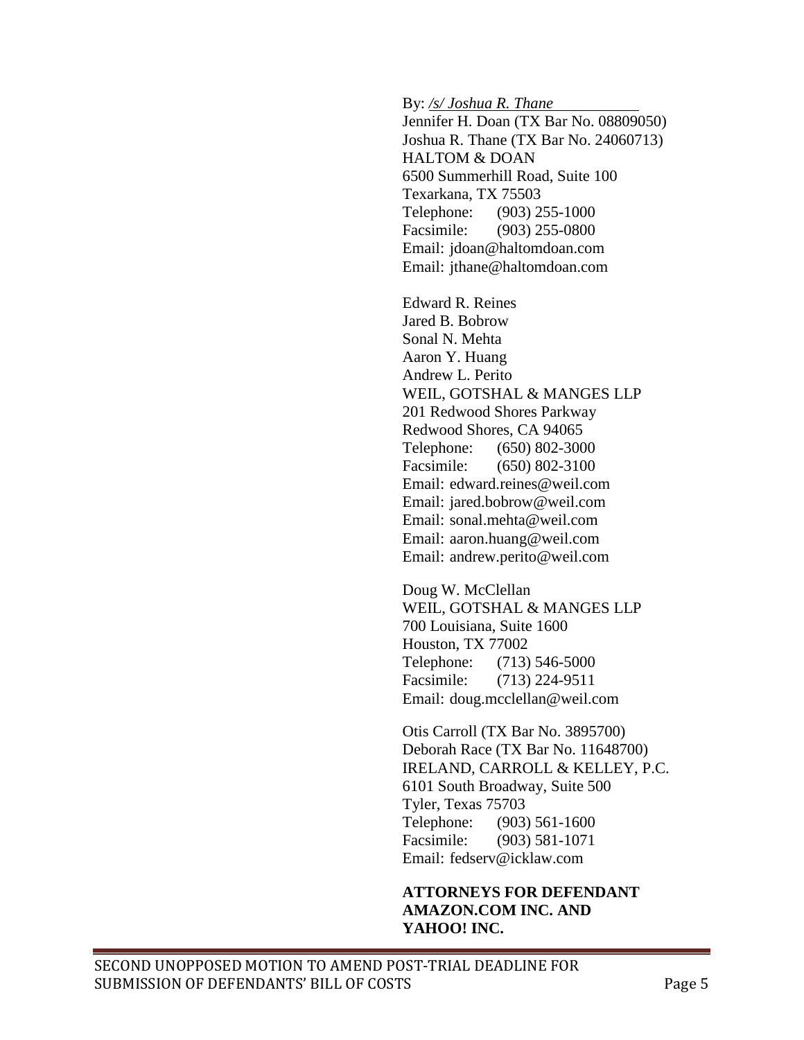By: */s/ Joshua R. Thane*

Jennifer H. Doan (TX Bar No. 08809050)
Joshua R. Thane (TX Bar No. 24060713)
HALTOM & DOAN
6500 Summerhill Road, Suite 100
Texarkana, TX 75503
Telephone: (903) 255-1000
Facsimile: (903) 255-0800
Email: jdoan@haltomdoan.com
Email: jthane@haltomdoan.com

Edward R. Reines
Jared B. Bobrow
Sonal N. Mehta
Aaron Y. Huang
Andrew L. Perito
WEIL, GOTSHAL & MANGES LLP
201 Redwood Shores Parkway
Redwood Shores, CA 94065
Telephone: (650) 802-3000
Facsimile: (650) 802-3100
Email: edward.reines@weil.com
Email: jared.bobrow@weil.com
Email: sonal.mehta@weil.com
Email: aaron.huang@weil.com
Email: andrew.perito@weil.com

Doug W. McClellan
WEIL, GOTSHAL & MANGES LLP
700 Louisiana, Suite 1600
Houston, TX 77002
Telephone: (713) 546-5000
Facsimile: (713) 224-9511
Email: doug.mcclellan@weil.com

Otis Carroll (TX Bar No. 3895700)
Deborah Race (TX Bar No. 11648700)
IRELAND, CARROLL & KELLEY, P.C.
6101 South Broadway, Suite 500
Tyler, Texas 75703
Telephone: (903) 561-1600
Facsimile: (903) 581-1071
Email: fedserv@icklaw.com

**ATTORNEYS FOR DEFENDANT AMAZON.COM INC. AND YAHOO! INC.**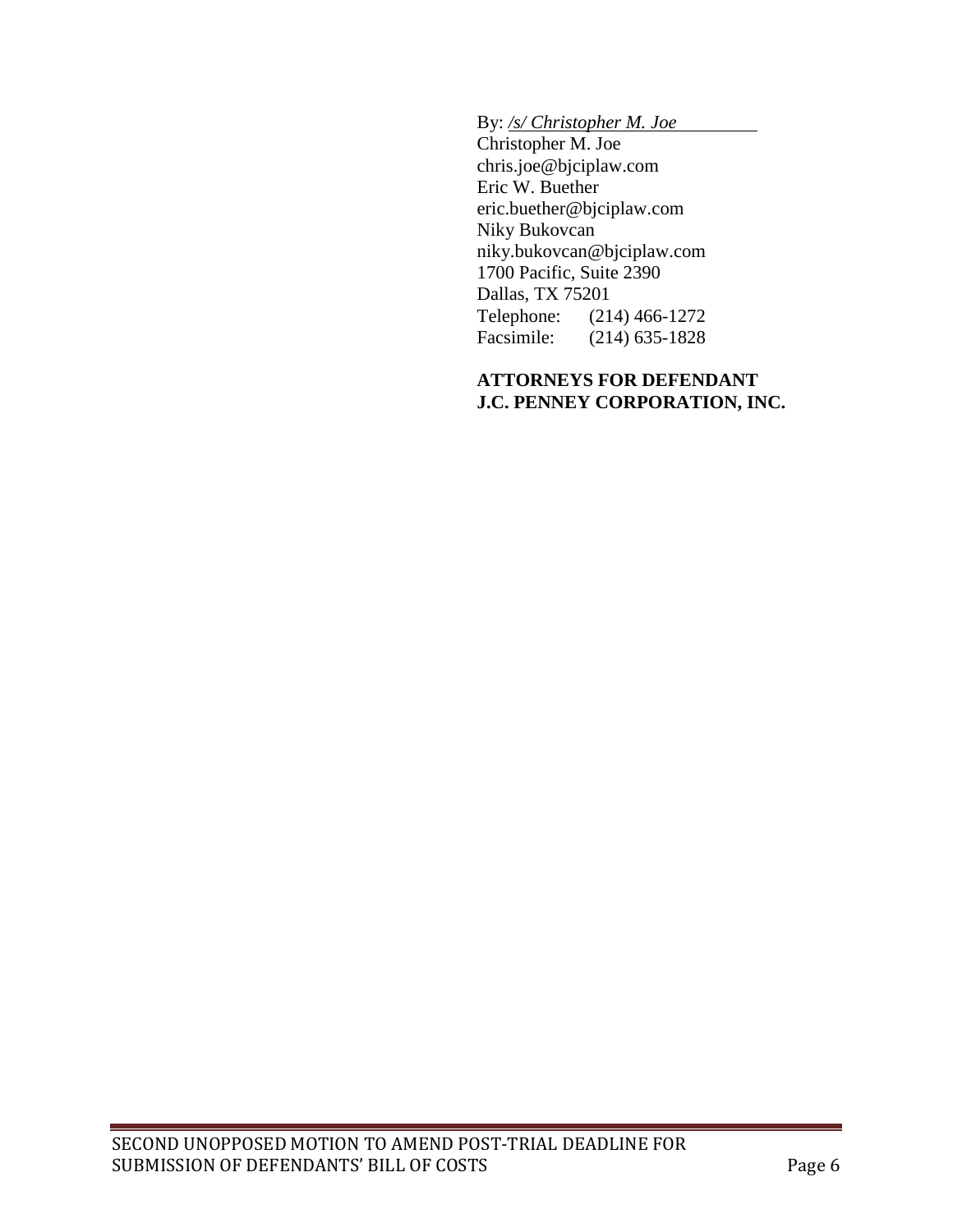By: */s/ Christopher M. Joe*
Christopher M. Joe
chris.joe@bjciplaw.com
Eric W. Buether
eric.buether@bjciplaw.com
Niky Bukovcan
niky.bukovcan@bjciplaw.com
1700 Pacific, Suite 2390
Dallas, TX 75201
Telephone: (214) 466-1272
Facsimile: (214) 635-1828

**ATTORNEYS FOR DEFENDANT J.C. PENNEY CORPORATION, INC.**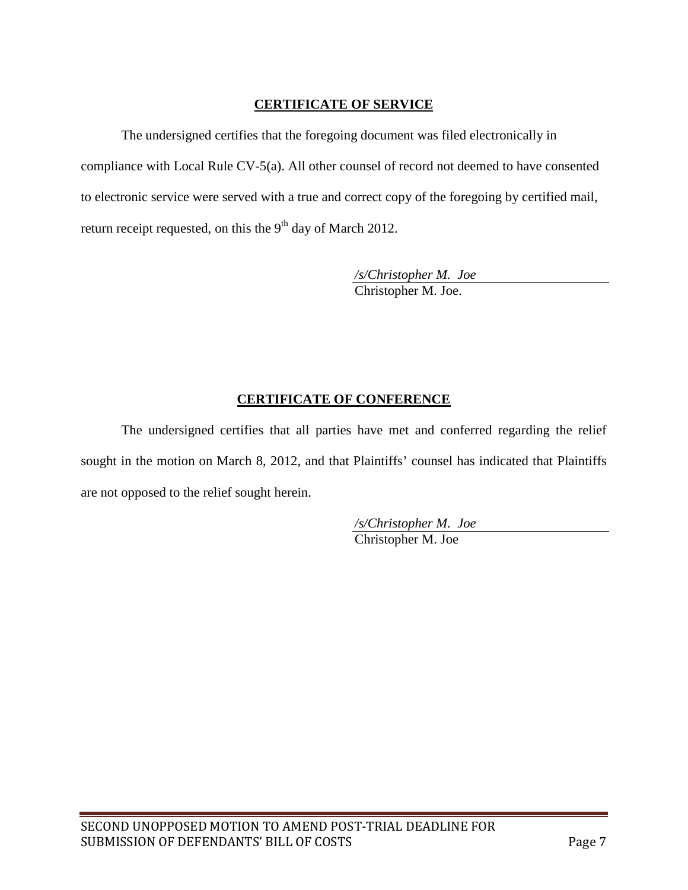## CERTIFICATE OF SERVICE

The undersigned certifies that the foregoing document was filed electronically in compliance with Local Rule CV-5(a). All other counsel of record not deemed to have consented to electronic service were served with a true and correct copy of the foregoing by certified mail, return receipt requested, on this the 9th day of March 2012.

*/s/Christopher M. Joe*
Christopher M. Joe.

## CERTIFICATE OF CONFERENCE

The undersigned certifies that all parties have met and conferred regarding the relief sought in the motion on March 8, 2012, and that Plaintiffs' counsel has indicated that Plaintiffs are not opposed to the relief sought herein.

*/s/Christopher M. Joe*
Christopher M. Joe